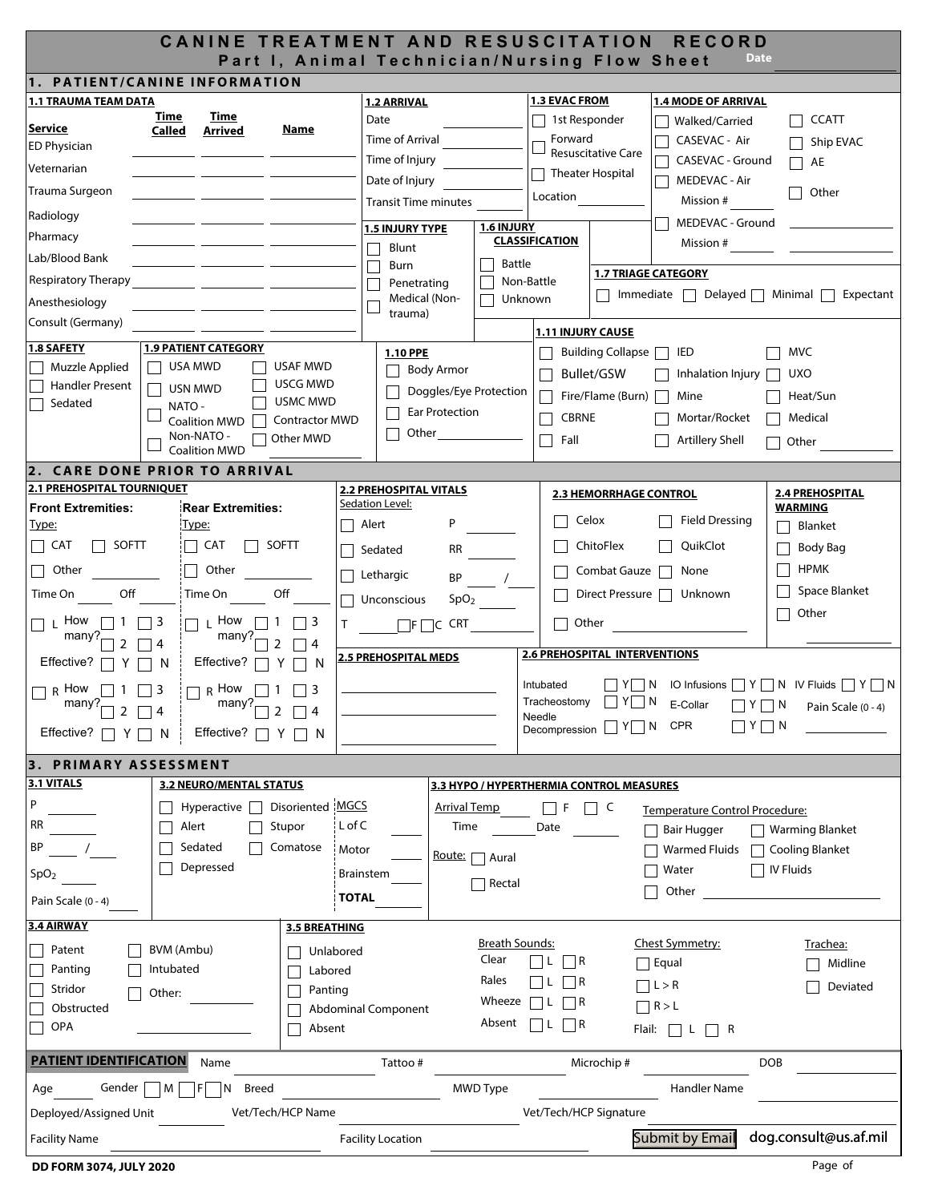# CANINE TREATMENT AND RESUSCITATION RECORD

## Part I, Animal Technician/Nursing Flow Sheet

Date ______

## 1. PATIENT/CANINE INFORMATION

**1.1 TRAUMA TEAM DATA**

| Service | Time Called | Time Arrived | Name |
|---|---|---|---|
| ED Physician | | | |
| Veterinarian | | | |
| Trauma Surgeon | | | |
| Radiology | | | |
| Pharmacy | | | |
| Lab/Blood Bank | | | |
| Respiratory Therapy | | | |
| Anesthesiology | | | |
| Consult (Germany) | | | |

**1.2 ARRIVAL**

Date ______
Time of Arrival ______
Time of Injury ______
Date of Injury ______
Transit Time minutes ______

**1.3 EVAC FROM**

- [ ] 1st Responder
- [ ] Forward Resuscitative Care
- [ ] Theater Hospital

Location ______

**1.4 MODE OF ARRIVAL**

- [ ] Walked/Carried
- [ ] CASEVAC - Air
- [ ] CASEVAC - Ground
- [ ] MEDEVAC - Air Mission # ______
- [ ] MEDEVAC - Ground Mission # ______
- [ ] CCATT
- [ ] Ship EVAC
- [ ] AE
- [ ] Other ______

**1.5 INJURY TYPE**

- [ ] Blunt
- [ ] Burn
- [ ] Penetrating
- [ ] Medical (Non-trauma)

**1.6 INJURY CLASSIFICATION**

- [ ] Battle
- [ ] Non-Battle
- [ ] Unknown

**1.7 TRIAGE CATEGORY**

- [ ] Immediate
- [ ] Delayed
- [ ] Minimal
- [ ] Expectant

**1.8 SAFETY**

- [ ] Muzzle Applied
- [ ] Handler Present
- [ ] Sedated

**1.9 PATIENT CATEGORY**

- [ ] USA MWD
- [ ] USN MWD
- [ ] NATO - Coalition MWD
- [ ] Non-NATO - Coalition MWD
- [ ] USAF MWD
- [ ] USCG MWD
- [ ] USMC MWD
- [ ] Contractor MWD
- [ ] Other MWD ______

**1.10 PPE**

- [ ] Body Armor
- [ ] Doggles/Eye Protection
- [ ] Ear Protection
- [ ] Other ______

**1.11 INJURY CAUSE**

- [ ] Building Collapse
- [ ] Bullet/GSW
- [ ] Fire/Flame (Burn)
- [ ] CBRNE
- [ ] Fall
- [ ] IED
- [ ] Inhalation Injury
- [ ] Mine
- [ ] Mortar/Rocket
- [ ] Artillery Shell
- [ ] MVC
- [ ] UXO
- [ ] Heat/Sun
- [ ] Medical
- [ ] Other ______

## 2. CARE DONE PRIOR TO ARRIVAL

**2.1 PREHOSPITAL TOURNIQUET**

**Front Extremities:**

Type: [ ] CAT [ ] SOFTT [ ] Other ______

Time On ______ Off ______

[ ] L How many? [ ] 1 [ ] 2 [ ] 3 [ ] 4 Effective? [ ] Y [ ] N

[ ] R How many? [ ] 1 [ ] 2 [ ] 3 [ ] 4 Effective? [ ] Y [ ] N

**Rear Extremities:**

Type: [ ] CAT [ ] SOFTT [ ] Other ______

Time On ______ Off ______

[ ] L How many? [ ] 1 [ ] 2 [ ] 3 [ ] 4 Effective? [ ] Y [ ] N

[ ] R How many? [ ] 1 [ ] 2 [ ] 3 [ ] 4 Effective? [ ] Y [ ] N

**2.2 PREHOSPITAL VITALS**

Sedation Level:

- [ ] Alert
- [ ] Sedated
- [ ] Lethargic
- [ ] Unconscious

P ______
RR ______
BP ____ / ____
$SpO_2$ ______
T ______ [ ] F [ ] C
CRT ______

**2.3 HEMORRHAGE CONTROL**

- [ ] Celox
- [ ] ChitoFlex
- [ ] Combat Gauze
- [ ] Direct Pressure
- [ ] Other ______
- [ ] Field Dressing
- [ ] QuikClot
- [ ] None
- [ ] Unknown

**2.4 PREHOSPITAL WARMING**

- [ ] Blanket
- [ ] Body Bag
- [ ] HPMK
- [ ] Space Blanket
- [ ] Other ______

**2.5 PREHOSPITAL MEDS**

______
______
______

**2.6 PREHOSPITAL INTERVENTIONS**

Intubated [ ] Y [ ] N
Tracheostomy [ ] Y [ ] N
Needle Decompression [ ] Y [ ] N
IO Infusions [ ] Y [ ] N
E-Collar [ ] Y [ ] N
CPR [ ] Y [ ] N
IV Fluids [ ] Y [ ] N
Pain Scale (0 - 4) ______

## 3. PRIMARY ASSESSMENT

**3.1 VITALS**

P ______
RR ______
BP ____ / ____
$SpO_2$ ______
Pain Scale (0 - 4) ______

**3.2 NEURO/MENTAL STATUS**

- [ ] Hyperactive
- [ ] Alert
- [ ] Sedated
- [ ] Depressed
- [ ] Disoriented
- [ ] Stupor
- [ ] Comatose

MGCS
L of C ______
Motor ______
Brainstem ______
**TOTAL** ______

**3.3 HYPO / HYPERTHERMIA CONTROL MEASURES**

Arrival Temp ______ [ ] F [ ] C
Time ______ Date ______
Route: [ ] Aural [ ] Rectal

Temperature Control Procedure:

- [ ] Bair Hugger
- [ ] Warmed Fluids
- [ ] Water
- [ ] Other ______
- [ ] Warming Blanket
- [ ] Cooling Blanket
- [ ] IV Fluids

**3.4 AIRWAY**

- [ ] Patent
- [ ] Panting
- [ ] Stridor
- [ ] Obstructed
- [ ] OPA
- [ ] BVM (Ambu)
- [ ] Intubated
- [ ] Other: ______

**3.5 BREATHING**

- [ ] Unlabored
- [ ] Labored
- [ ] Panting
- [ ] Abdominal Component
- [ ] Absent

Breath Sounds:

Clear [ ] L [ ] R
Rales [ ] L [ ] R
Wheeze [ ] L [ ] R
Absent [ ] L [ ] R

Chest Symmetry:

- [ ] Equal
- [ ] L > R
- [ ] R > L

Flail: [ ] L [ ] R

Trachea:

- [ ] Midline
- [ ] Deviated

**PATIENT IDENTIFICATION**

Name ______ Tattoo # ______ Microchip # ______ DOB ______

Age ______ Gender [ ] M [ ] F [ ] N Breed ______ MWD Type ______ Handler Name ______

Deployed/Assigned Unit ______ Vet/Tech/HCP Name ______ Vet/Tech/HCP Signature ______

Facility Name ______ Facility Location ______

Submit by Email dog.consult@us.af.mil

DD FORM 3074, JULY 2020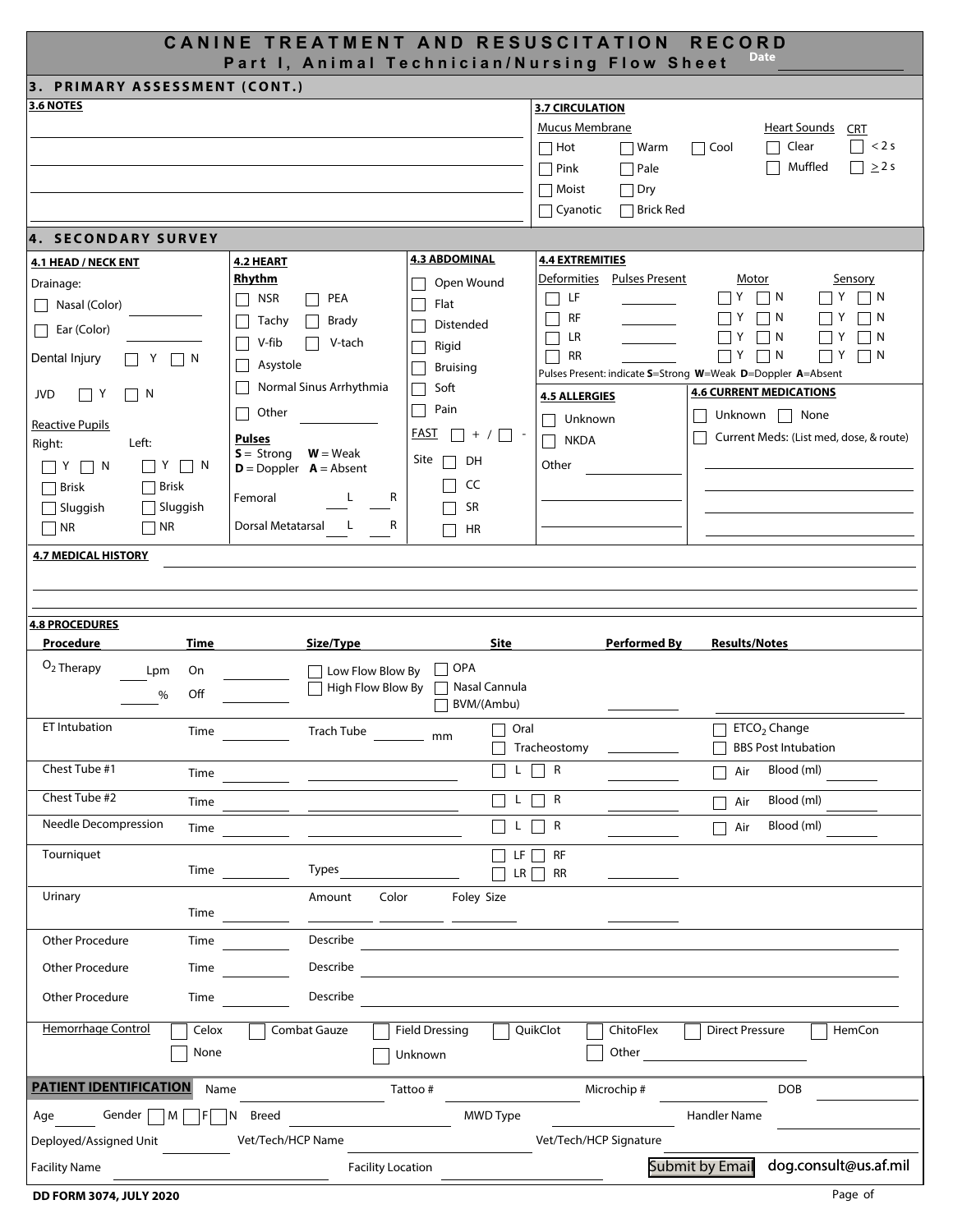# CANINE TREATMENT AND RESUSCITATION RECORD

## Part I, Animal Technician/Nursing Flow Sheet

Date ______________

## 3. PRIMARY ASSESSMENT (CONT.)

**3.6 NOTES**

______________________________

______________________________

______________________________

______________________________

**3.7 CIRCULATION**

Mucus Membrane

- ☐ Hot ☐ Warm ☐ Cool
- ☐ Pink ☐ Pale
- ☐ Moist ☐ Dry
- ☐ Cyanotic ☐ Brick Red

Heart Sounds

- ☐ Clear
- ☐ Muffled

CRT

- ☐ < 2 s
- ☐ ≥ 2 s

## 4. SECONDARY SURVEY

**4.1 HEAD / NECK ENT**

Drainage:

- ☐ Nasal (Color) ______
- ☐ Ear (Color) ______

Dental Injury ☐ Y ☐ N

JVD ☐ Y ☐ N

Reactive Pupils

| Right: | Left: |
|---|---|
| ☐ Y ☐ N | ☐ Y ☐ N |
| ☐ Brisk | ☐ Brisk |
| ☐ Sluggish | ☐ Sluggish |
| ☐ NR | ☐ NR |

**4.2 HEART**

**Rhythm**

- ☐ NSR ☐ PEA
- ☐ Tachy ☐ Brady
- ☐ V-fib ☐ V-tach
- ☐ Asystole
- ☐ Normal Sinus Arrhythmia
- ☐ Other ______

**Pulses**

**S** = Strong **W** = Weak
**D** = Doppler **A** = Absent

Femoral ___ L ___ R

Dorsal Metatarsal ___ L ___ R

**4.3 ABDOMINAL**

- ☐ Open Wound
- ☐ Flat
- ☐ Distended
- ☐ Rigid
- ☐ Bruising
- ☐ Soft
- ☐ Pain

FAST ☐ + / ☐ -

Site ☐ DH ☐ CC ☐ SR ☐ HR

**4.4 EXTREMITIES**

| Deformities | Pulses Present | Motor | Sensory |
|---|---|---|---|
| ☐ LF | ______ | ☐ Y ☐ N | ☐ Y ☐ N |
| ☐ RF | ______ | ☐ Y ☐ N | ☐ Y ☐ N |
| ☐ LR | ______ | ☐ Y ☐ N | ☐ Y ☐ N |
| ☐ RR | ______ | ☐ Y ☐ N | ☐ Y ☐ N |

Pulses Present: indicate **S**=Strong **W**=Weak **D**=Doppler **A**=Absent

**4.5 ALLERGIES**

- ☐ Unknown
- ☐ NKDA

Other ______

______________

______________

**4.6 CURRENT MEDICATIONS**

☐ Unknown ☐ None

☐ Current Meds: (List med, dose, & route)

______________

______________

______________

______________

**4.7 MEDICAL HISTORY** ______________________________

______________________________

______________________________

**4.8 PROCEDURES**

| Procedure | Time | Size/Type | Site | Performed By | Results/Notes |
|---|---|---|---|---|---|
| $O_2$ Therapy ___ Lpm ___ % | On ______ Off ______ | ☐ Low Flow Blow By ☐ High Flow Blow By | ☐ OPA ☐ Nasal Cannula ☐ BVM/(Ambu) | ______ | ______ |
| ET Intubation | Time ______ | Trach Tube ______ mm | ☐ Oral ☐ Tracheostomy | ______ | ☐ $ETCO_2$ Change ☐ BBS Post Intubation |
| Chest Tube #1 | Time ______ | ______ | ☐ L ☐ R | ______ | ☐ Air Blood (ml) ______ |
| Chest Tube #2 | Time ______ | ______ | ☐ L ☐ R | ______ | ☐ Air Blood (ml) ______ |
| Needle Decompression | Time ______ | ______ | ☐ L ☐ R | ______ | ☐ Air Blood (ml) ______ |
| Tourniquet | Time ______ | Types ______ | ☐ LF ☐ RF ☐ LR ☐ RR | | |
| Urinary | Time ______ | Amount ______ Color ______ | Foley Size ______ | ______ | |
| Other Procedure | Time ______ | Describe ______ | | | |
| Other Procedure | Time ______ | Describe ______ | | | |
| Other Procedure | Time ______ | Describe ______ | | | |

Hemorrhage Control ☐ Celox ☐ Combat Gauze ☐ Field Dressing ☐ QuikClot ☐ ChitoFlex ☐ Direct Pressure ☐ HemCon ☐ None ☐ Unknown ☐ Other ______

**PATIENT IDENTIFICATION** Name ______ Tattoo # ______ Microchip # ______ DOB ______

Age ______ Gender ☐ M ☐ F ☐ N Breed ______ MWD Type ______ Handler Name ______

Deployed/Assigned Unit ______ Vet/Tech/HCP Name ______ Vet/Tech/HCP Signature ______

Facility Name ______ Facility Location ______ Submit by Email dog.consult@us.af.mil

DD FORM 3074, JULY 2020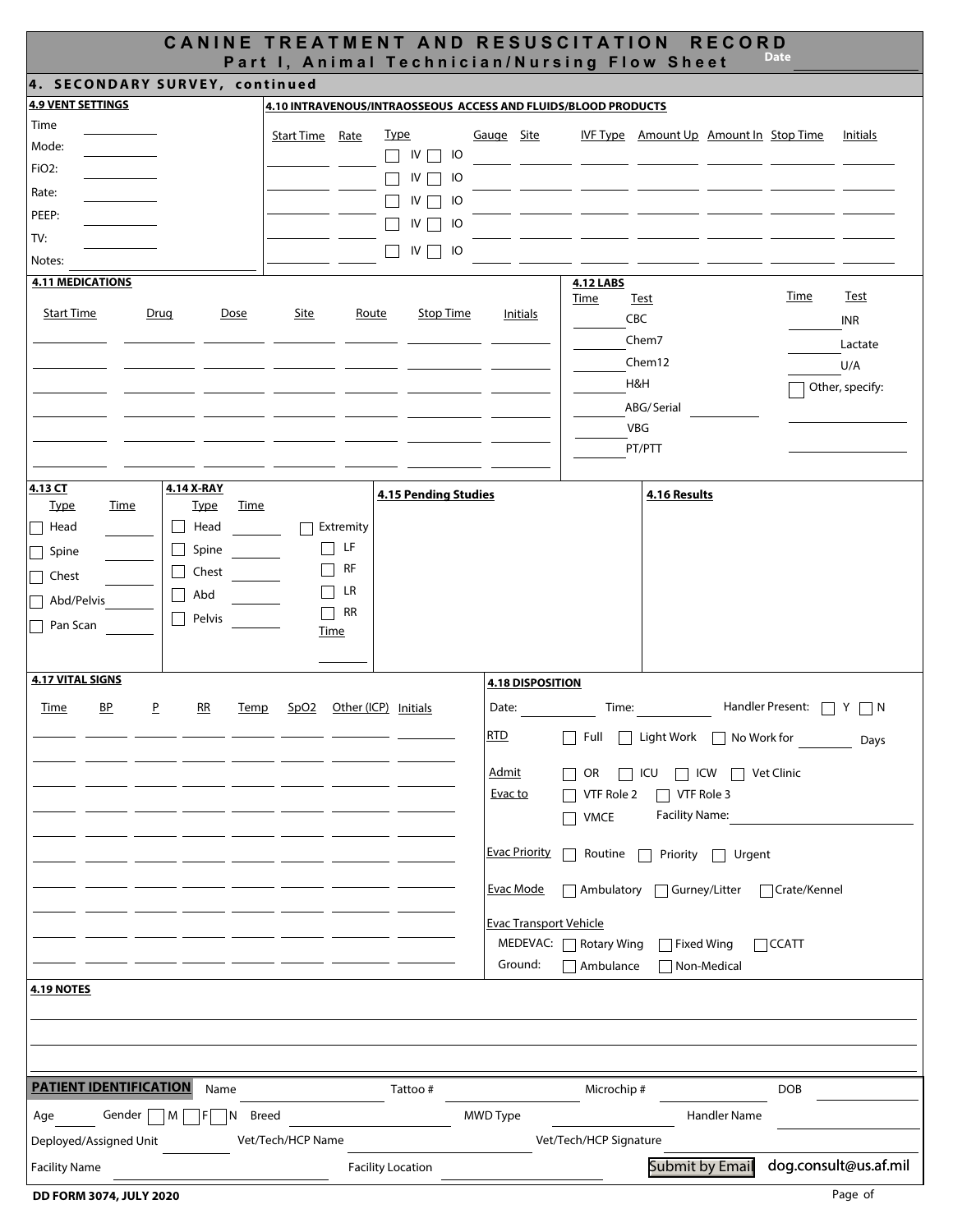# CANINE TREATMENT AND RESUSCITATION RECORD

## Part I, Animal Technician/Nursing Flow Sheet

Date ______

## 4. SECONDARY SURVEY, continued

### 4.9 VENT SETTINGS

Time ______

Mode: ______

FiO2: ______

Rate: ______

PEEP: ______

TV: ______

Notes: ______

### 4.10 INTRAVENOUS/INTRAOSSEOUS ACCESS AND FLUIDS/BLOOD PRODUCTS

| Start Time | Rate | Type | Gauge | Site | IVF Type | Amount Up | Amount In | Stop Time | Initials |
|---|---|---|---|---|---|---|---|---|---|
| | | ☐ IV ☐ IO | | | | | | | |
| | | ☐ IV ☐ IO | | | | | | | |
| | | ☐ IV ☐ IO | | | | | | | |
| | | ☐ IV ☐ IO | | | | | | | |
| | | ☐ IV ☐ IO | | | | | | | |

### 4.11 MEDICATIONS

| Start Time | Drug | Dose | Site | Route | Stop Time | Initials |
|---|---|---|---|---|---|---|
| | | | | | | |
| | | | | | | |
| | | | | | | |
| | | | | | | |
| | | | | | | |
| | | | | | | |

### 4.12 LABS

| Time | Test | Time | Test |
|---|---|---|---|
| | CBC | | INR |
| | Chem7 | | Lactate |
| | Chem12 | | U/A |
| | H&H | | ☐ Other, specify: |
| | ABG/Serial ______ | | |
| | VBG | | |
| | PT/PTT | | |

### 4.13 CT

| Type | Time |
|---|---|
| ☐ Head | |
| ☐ Spine | |
| ☐ Chest | |
| ☐ Abd/Pelvis | |
| ☐ Pan Scan | |

### 4.14 X-RAY

| Type | Time |
|---|---|
| ☐ Head | |
| ☐ Spine | |
| ☐ Chest | |
| ☐ Abd | |
| ☐ Pelvis | |

☐ Extremity
- ☐ LF
- ☐ RF
- ☐ LR
- ☐ RR

Time ______

### 4.15 Pending Studies

### 4.16 Results

### 4.17 VITAL SIGNS

| Time | BP | P | RR | Temp | SpO2 | Other (ICP) | Initials |
|---|---|---|---|---|---|---|---|
| | | | | | | | |
| | | | | | | | |
| | | | | | | | |
| | | | | | | | |
| | | | | | | | |
| | | | | | | | |
| | | | | | | | |
| | | | | | | | |
| | | | | | | | |
| | | | | | | | |

### 4.18 DISPOSITION

Date: ______ Time: ______ Handler Present: ☐ Y ☐ N

RTD ☐ Full ☐ Light Work ☐ No Work for ______ Days

Admit ☐ OR ☐ ICU ☐ ICW ☐ Vet Clinic

Evac to ☐ VTF Role 2 ☐ VTF Role 3 ☐ VMCE Facility Name: ______

Evac Priority ☐ Routine ☐ Priority ☐ Urgent

Evac Mode ☐ Ambulatory ☐ Gurney/Litter ☐ Crate/Kennel

Evac Transport Vehicle
- MEDEVAC: ☐ Rotary Wing ☐ Fixed Wing ☐ CCATT
- Ground: ☐ Ambulance ☐ Non-Medical

### 4.19 NOTES

______

### PATIENT IDENTIFICATION

Name ______ Tattoo # ______ Microchip # ______ DOB ______

Age ______ Gender ☐ M ☐ F ☐ N Breed ______ MWD Type ______ Handler Name ______

Deployed/Assigned Unit ______ Vet/Tech/HCP Name ______ Vet/Tech/HCP Signature ______

Facility Name ______ Facility Location ______ Submit by Email dog.consult@us.af.mil

DD FORM 3074, JULY 2020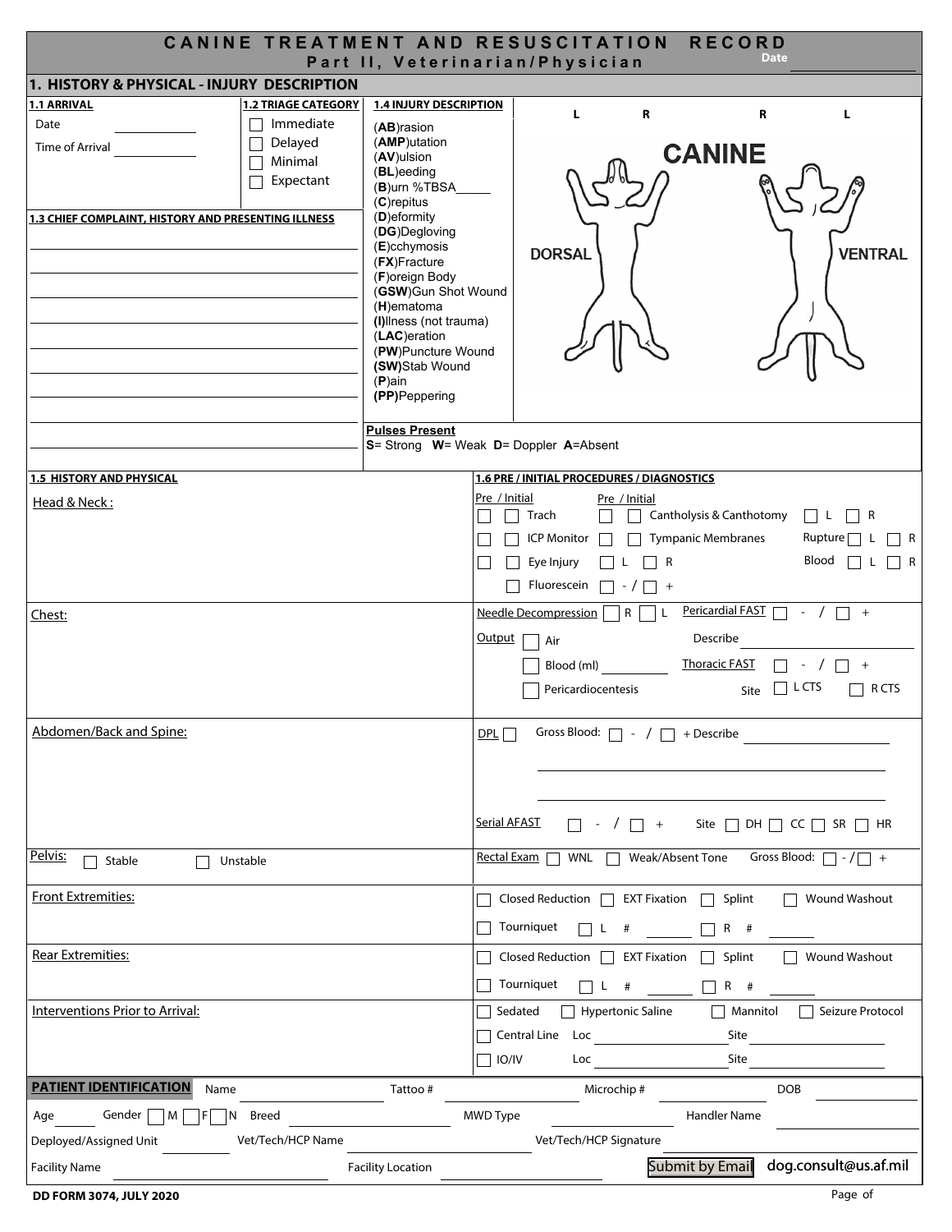# CANINE TREATMENT AND RESUSCITATION RECORD

## Part II, Veterinarian/Physician

Date ______

## 1. HISTORY & PHYSICAL - INJURY DESCRIPTION

**1.1 ARRIVAL**

Date ______

Time of Arrival ______

**1.2 TRIAGE CATEGORY**

- ☐ Immediate
- ☐ Delayed
- ☐ Minimal
- ☐ Expectant

**1.3 CHIEF COMPLAINT, HISTORY AND PRESENTING ILLNESS**

______

**1.4 INJURY DESCRIPTION**

(**AB**)rasion
(**AMP**)utation
(**AV**)ulsion
(**BL**)eeding
(**B**)urn %TBSA______
(**C**)repitus
(**D**)eformity
(**DG**)Degloving
(**E**)cchymosis
(**FX**)Fracture
(**F**)oreign Body
(**GSW**)Gun Shot Wound
(**H**)ematoma
**(I)**llness (not trauma)
(**LAC**)eration
(**PW**)Puncture Wound
**(SW)**Stab Wound
(**P**)ain
**(PP)**Peppering

L R R L

CANINE

DORSAL VENTRAL

**Pulses Present**
**S**= Strong **W**= Weak **D**= Doppler **A**=Absent

**1.5 HISTORY AND PHYSICAL**

**1.6 PRE / INITIAL PROCEDURES / DIAGNOSTICS**

Head & Neck:

Pre / Initial

- ☐ ☐ Trach
- ☐ ☐ ICP Monitor
- ☐ ☐ Eye Injury ☐ L ☐ R
- ☐ Fluorescein ☐ - / ☐ +

Pre / Initial

- ☐ ☐ Cantholysis & Canthotomy ☐ L ☐ R
- ☐ ☐ Tympanic Membranes Rupture ☐ L ☐ R
- Blood ☐ L ☐ R

Chest:

Needle Decompression ☐ R ☐ L  Pericardial FAST ☐ - / ☐ +

Output ☐ Air  Describe ______

☐ Blood (ml) ______  Thoracic FAST ☐ - / ☐ +

☐ Pericardiocentesis  Site ☐ L CTS ☐ R CTS

Abdomen/Back and Spine:

DPL ☐ Gross Blood: ☐ - / ☐ + Describe ______

Serial AFAST ☐ - / ☐ +  Site ☐ DH ☐ CC ☐ SR ☐ HR

Pelvis: ☐ Stable ☐ Unstable

Rectal Exam ☐ WNL ☐ Weak/Absent Tone  Gross Blood: ☐ - / ☐ +

Front Extremities:

☐ Closed Reduction ☐ EXT Fixation ☐ Splint ☐ Wound Washout

☐ Tourniquet ☐ L # ______ ☐ R # ______

Rear Extremities:

☐ Closed Reduction ☐ EXT Fixation ☐ Splint ☐ Wound Washout

☐ Tourniquet ☐ L # ______ ☐ R # ______

Interventions Prior to Arrival:

☐ Sedated ☐ Hypertonic Saline ☐ Mannitol ☐ Seizure Protocol

☐ Central Line Loc ______ Site ______

☐ IO/IV Loc ______ Site ______

**PATIENT IDENTIFICATION** Name ______ Tattoo # ______ Microchip # ______ DOB ______

Age ______ Gender ☐ M ☐ F ☐ N Breed ______ MWD Type ______ Handler Name ______

Deployed/Assigned Unit ______ Vet/Tech/HCP Name ______ Vet/Tech/HCP Signature ______

Facility Name ______ Facility Location ______ Submit by Email dog.consult@us.af.mil

DD FORM 3074, JULY 2020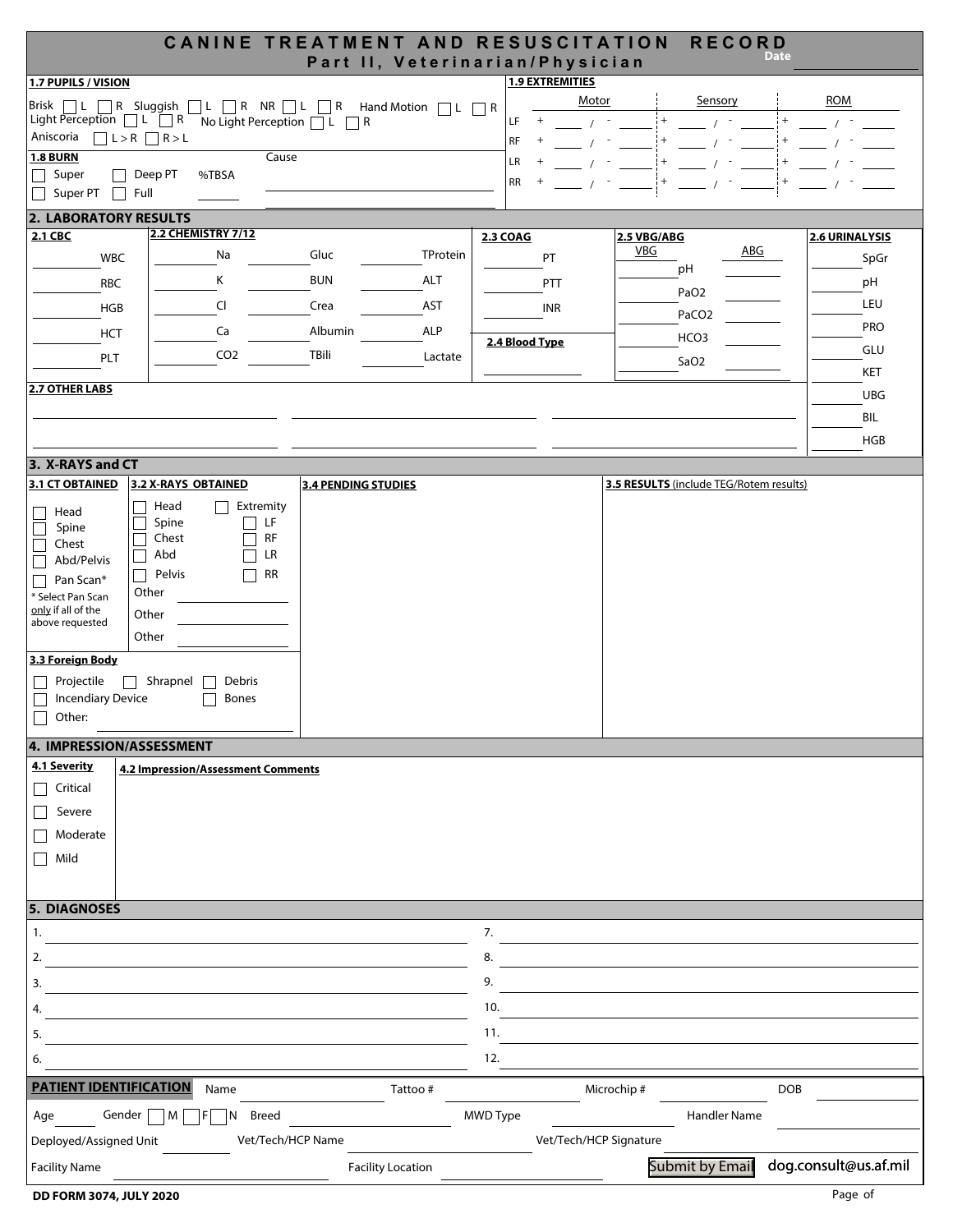# CANINE TREATMENT AND RESUSCITATION RECORD

## Part II, Veterinarian/Physician

Date ______

**1.7 PUPILS / VISION**

Brisk ☐ L ☐ R Sluggish ☐ L ☐ R NR ☐ L ☐ R Hand Motion ☐ L ☐ R
Light Perception ☐ L ☐ R No Light Perception ☐ L ☐ R
Aniscoria ☐ L > R ☐ R > L

**1.8 BURN**

☐ Super ☐ Deep PT %TBSA ______ Cause ______
☐ Super PT ☐ Full

**1.9 EXTREMITIES**

| | Motor | Sensory | ROM |
|---|---|---|---|
| LF | + ___ / - ___ | + ___ / - ___ | + ___ / - ___ |
| RF | + ___ / - ___ | + ___ / - ___ | + ___ / - ___ |
| LR | + ___ / - ___ | + ___ / - ___ | + ___ / - ___ |
| RR | + ___ / - ___ | + ___ / - ___ | + ___ / - ___ |

## 2. LABORATORY RESULTS

**2.1 CBC**

___ WBC
___ RBC
___ HGB
___ HCT
___ PLT

**2.2 CHEMISTRY 7/12**

| | | |
|---|---|---|
| ___ Na | ___ Gluc | ___ TProtein |
| ___ K | ___ BUN | ___ ALT |
| ___ Cl | ___ Crea | ___ AST |
| ___ Ca | ___ Albumin | ___ ALP |
| ___ CO2 | ___ TBili | ___ Lactate |

**2.3 COAG**

___ PT
___ PTT
___ INR

**2.4 Blood Type**

______

**2.5 VBG/ABG**

| VBG | | ABG |
|---|---|---|
| ___ | pH | ___ |
| ___ | PaO2 | ___ |
| ___ | PaCO2 | ___ |
| ___ | HCO3 | ___ |
| ___ | SaO2 | ___ |

**2.6 URINALYSIS**

___ SpGr
___ pH
___ LEU
___ PRO
___ GLU
___ KET
___ UBG
___ BIL
___ HGB

**2.7 OTHER LABS**

______

## 3. X-RAYS and CT

**3.1 CT OBTAINED**

☐ Head
☐ Spine
☐ Chest
☐ Abd/Pelvis
☐ Pan Scan*

* Select Pan Scan only if all of the above requested

**3.2 X-RAYS OBTAINED**

☐ Head ☐ Extremity
☐ Spine ☐ LF
☐ Chest ☐ RF
☐ Abd ☐ LR
☐ Pelvis ☐ RR
Other ______
Other ______
Other ______

**3.3 Foreign Body**

☐ Projectile ☐ Shrapnel ☐ Debris
☐ Incendiary Device ☐ Bones
☐ Other: ______

**3.4 PENDING STUDIES**

**3.5 RESULTS** (include TEG/Rotem results)

## 4. IMPRESSION/ASSESSMENT

**4.1 Severity**

☐ Critical
☐ Severe
☐ Moderate
☐ Mild

**4.2 Impression/Assessment Comments**

## 5. DIAGNOSES

1. ______
2. ______
3. ______
4. ______
5. ______
6. ______
7. ______
8. ______
9. ______
10. ______
11. ______
12. ______

**PATIENT IDENTIFICATION**

Name ______ Tattoo # ______ Microchip # ______ DOB ______
Age ______ Gender ☐ M ☐ F ☐ N Breed ______ MWD Type ______ Handler Name ______
Deployed/Assigned Unit ______ Vet/Tech/HCP Name ______ Vet/Tech/HCP Signature ______
Facility Name ______ Facility Location ______ Submit by Email dog.consult@us.af.mil

DD FORM 3074, JULY 2020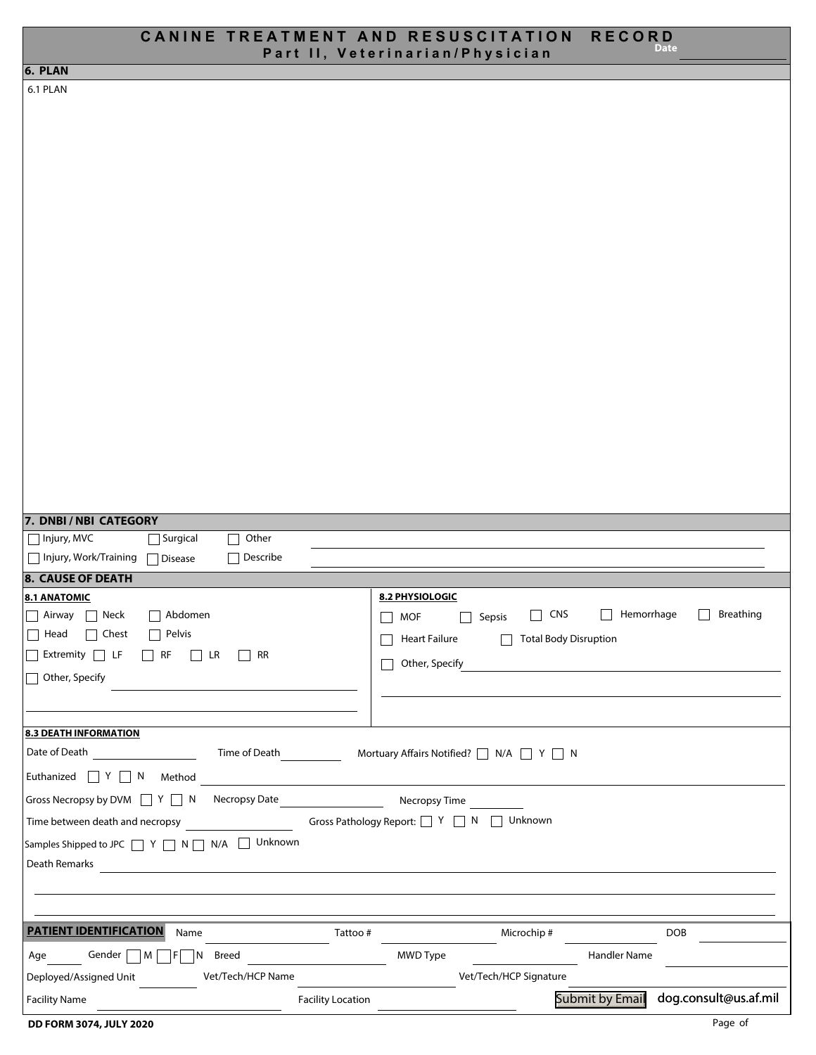# CANINE TREATMENT AND RESUSCITATION RECORD

## Part II, Veterinarian/Physician

Date

## 6. PLAN

6.1 PLAN

## 7. DNBI / NBI CATEGORY

☐ Injury, MVC ☐ Surgical ☐ Other

☐ Injury, Work/Training ☐ Disease ☐ Describe

## 8. CAUSE OF DEATH

**8.1 ANATOMIC**

☐ Airway ☐ Neck ☐ Abdomen

☐ Head ☐ Chest ☐ Pelvis

☐ Extremity ☐ LF ☐ RF ☐ LR ☐ RR

☐ Other, Specify

**8.2 PHYSIOLOGIC**

☐ MOF ☐ Sepsis ☐ CNS ☐ Hemorrhage ☐ Breathing

☐ Heart Failure ☐ Total Body Disruption

☐ Other, Specify

**8.3 DEATH INFORMATION**

Date of Death Time of Death Mortuary Affairs Notified? ☐ N/A ☐ Y ☐ N

Euthanized ☐ Y ☐ N Method

Gross Necropsy by DVM ☐ Y ☐ N Necropsy Date Necropsy Time

Time between death and necropsy Gross Pathology Report: ☐ Y ☐ N ☐ Unknown

Samples Shipped to JPC ☐ Y ☐ N ☐ N/A ☐ Unknown

Death Remarks

**PATIENT IDENTIFICATION** Name Tattoo # Microchip # DOB

Age Gender ☐ M ☐ F ☐ N Breed MWD Type Handler Name

Deployed/Assigned Unit Vet/Tech/HCP Name Vet/Tech/HCP Signature

Facility Name Facility Location Submit by Email dog.consult@us.af.mil

DD FORM 3074, JULY 2020